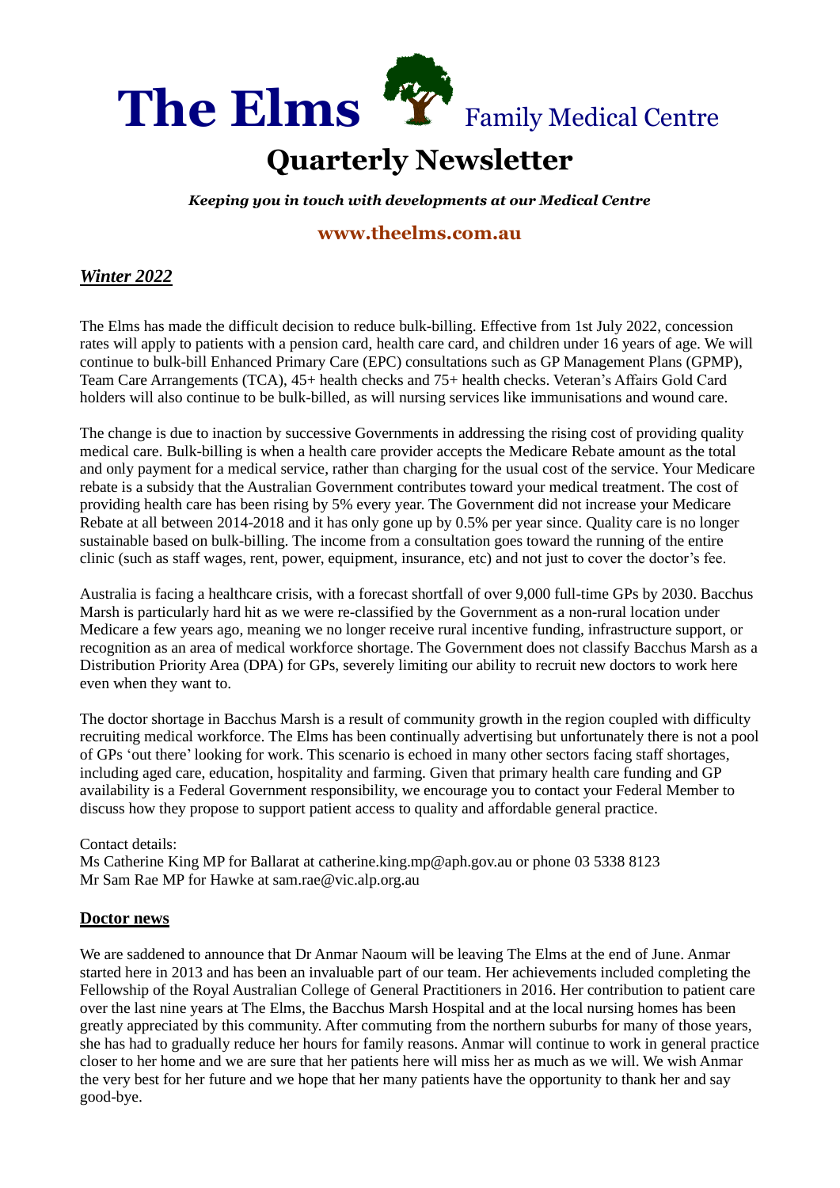# The Elms Family Medical Centre

## Quarterly Newsletter

***Keeping you in touch with developments at our Medical Centre***

**www.theelms.com.au**

### ***Winter 2022***

The Elms has made the difficult decision to reduce bulk-billing. Effective from 1st July 2022, concession rates will apply to patients with a pension card, health care card, and children under 16 years of age. We will continue to bulk-bill Enhanced Primary Care (EPC) consultations such as GP Management Plans (GPMP), Team Care Arrangements (TCA), 45+ health checks and 75+ health checks. Veteran's Affairs Gold Card holders will also continue to be bulk-billed, as will nursing services like immunisations and wound care.

The change is due to inaction by successive Governments in addressing the rising cost of providing quality medical care. Bulk-billing is when a health care provider accepts the Medicare Rebate amount as the total and only payment for a medical service, rather than charging for the usual cost of the service. Your Medicare rebate is a subsidy that the Australian Government contributes toward your medical treatment. The cost of providing health care has been rising by 5% every year. The Government did not increase your Medicare Rebate at all between 2014-2018 and it has only gone up by 0.5% per year since. Quality care is no longer sustainable based on bulk-billing. The income from a consultation goes toward the running of the entire clinic (such as staff wages, rent, power, equipment, insurance, etc) and not just to cover the doctor's fee.

Australia is facing a healthcare crisis, with a forecast shortfall of over 9,000 full-time GPs by 2030. Bacchus Marsh is particularly hard hit as we were re-classified by the Government as a non-rural location under Medicare a few years ago, meaning we no longer receive rural incentive funding, infrastructure support, or recognition as an area of medical workforce shortage. The Government does not classify Bacchus Marsh as a Distribution Priority Area (DPA) for GPs, severely limiting our ability to recruit new doctors to work here even when they want to.

The doctor shortage in Bacchus Marsh is a result of community growth in the region coupled with difficulty recruiting medical workforce. The Elms has been continually advertising but unfortunately there is not a pool of GPs 'out there' looking for work. This scenario is echoed in many other sectors facing staff shortages, including aged care, education, hospitality and farming. Given that primary health care funding and GP availability is a Federal Government responsibility, we encourage you to contact your Federal Member to discuss how they propose to support patient access to quality and affordable general practice.

Contact details:
Ms Catherine King MP for Ballarat at catherine.king.mp@aph.gov.au or phone 03 5338 8123
Mr Sam Rae MP for Hawke at sam.rae@vic.alp.org.au

### Doctor news

We are saddened to announce that Dr Anmar Naoum will be leaving The Elms at the end of June. Anmar started here in 2013 and has been an invaluable part of our team. Her achievements included completing the Fellowship of the Royal Australian College of General Practitioners in 2016. Her contribution to patient care over the last nine years at The Elms, the Bacchus Marsh Hospital and at the local nursing homes has been greatly appreciated by this community. After commuting from the northern suburbs for many of those years, she has had to gradually reduce her hours for family reasons. Anmar will continue to work in general practice closer to her home and we are sure that her patients here will miss her as much as we will. We wish Anmar the very best for her future and we hope that her many patients have the opportunity to thank her and say good-bye.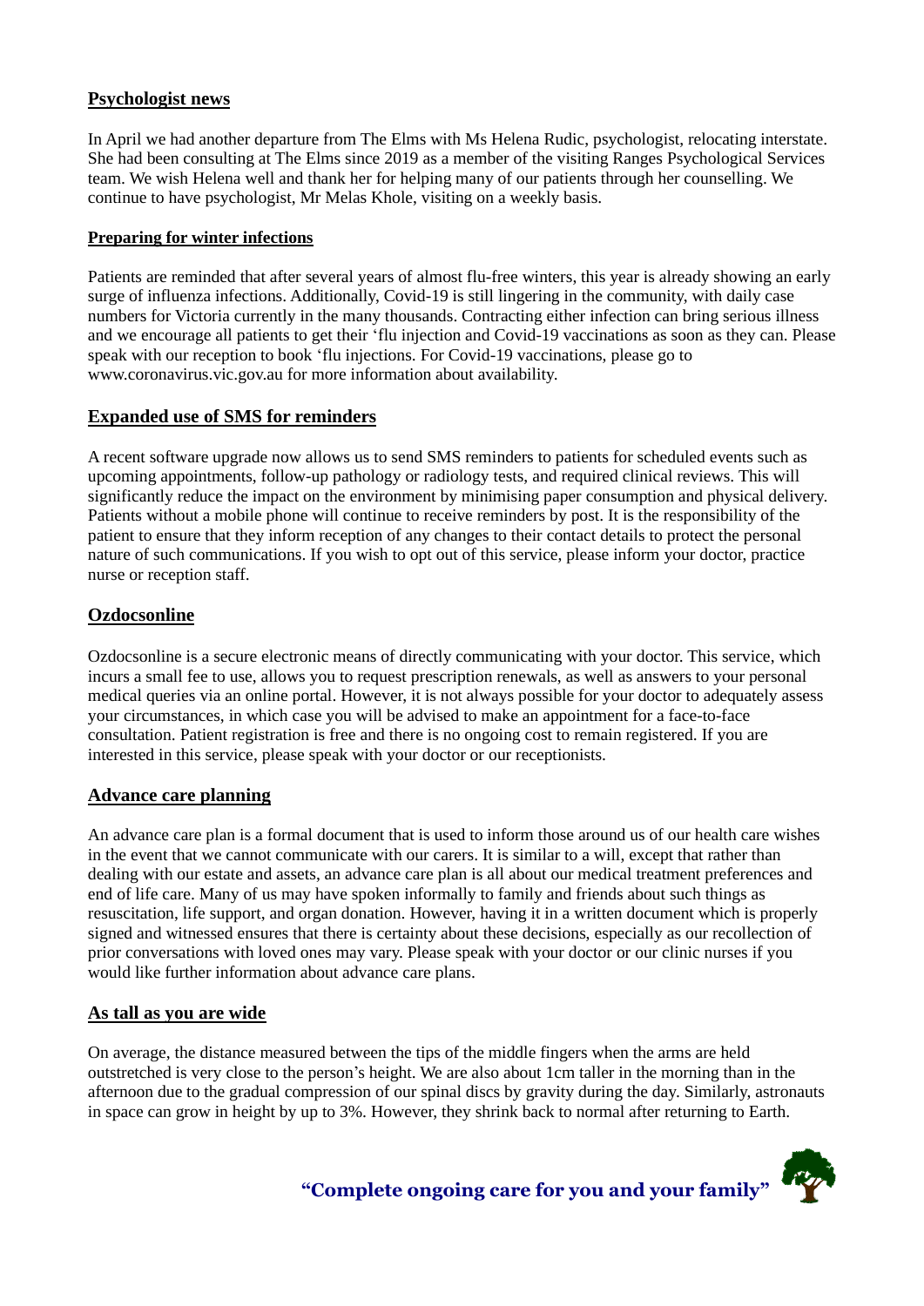## Psychologist news

In April we had another departure from The Elms with Ms Helena Rudic, psychologist, relocating interstate. She had been consulting at The Elms since 2019 as a member of the visiting Ranges Psychological Services team. We wish Helena well and thank her for helping many of our patients through her counselling. We continue to have psychologist, Mr Melas Khole, visiting on a weekly basis.

### Preparing for winter infections

Patients are reminded that after several years of almost flu-free winters, this year is already showing an early surge of influenza infections. Additionally, Covid-19 is still lingering in the community, with daily case numbers for Victoria currently in the many thousands. Contracting either infection can bring serious illness and we encourage all patients to get their 'flu injection and Covid-19 vaccinations as soon as they can. Please speak with our reception to book 'flu injections. For Covid-19 vaccinations, please go to www.coronavirus.vic.gov.au for more information about availability.

## Expanded use of SMS for reminders

A recent software upgrade now allows us to send SMS reminders to patients for scheduled events such as upcoming appointments, follow-up pathology or radiology tests, and required clinical reviews. This will significantly reduce the impact on the environment by minimising paper consumption and physical delivery. Patients without a mobile phone will continue to receive reminders by post. It is the responsibility of the patient to ensure that they inform reception of any changes to their contact details to protect the personal nature of such communications. If you wish to opt out of this service, please inform your doctor, practice nurse or reception staff.

## Ozdocsonline

Ozdocsonline is a secure electronic means of directly communicating with your doctor. This service, which incurs a small fee to use, allows you to request prescription renewals, as well as answers to your personal medical queries via an online portal. However, it is not always possible for your doctor to adequately assess your circumstances, in which case you will be advised to make an appointment for a face-to-face consultation. Patient registration is free and there is no ongoing cost to remain registered. If you are interested in this service, please speak with your doctor or our receptionists.

## Advance care planning

An advance care plan is a formal document that is used to inform those around us of our health care wishes in the event that we cannot communicate with our carers. It is similar to a will, except that rather than dealing with our estate and assets, an advance care plan is all about our medical treatment preferences and end of life care. Many of us may have spoken informally to family and friends about such things as resuscitation, life support, and organ donation. However, having it in a written document which is properly signed and witnessed ensures that there is certainty about these decisions, especially as our recollection of prior conversations with loved ones may vary. Please speak with your doctor or our clinic nurses if you would like further information about advance care plans.

## As tall as you are wide

On average, the distance measured between the tips of the middle fingers when the arms are held outstretched is very close to the person's height. We are also about 1cm taller in the morning than in the afternoon due to the gradual compression of our spinal discs by gravity during the day. Similarly, astronauts in space can grow in height by up to 3%. However, they shrink back to normal after returning to Earth.

**"Complete ongoing care for you and your family"**